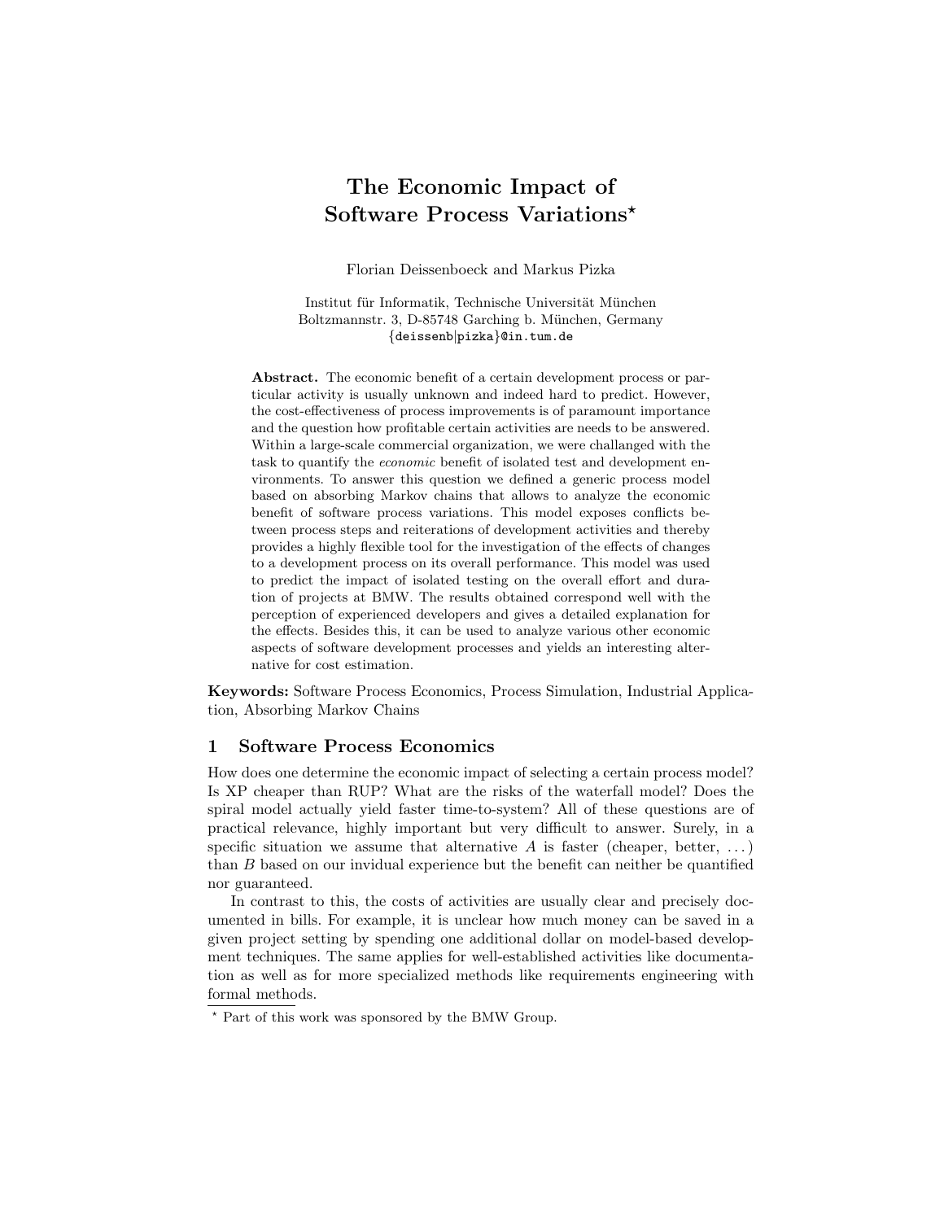# The Economic Impact of Software Process Variations*

Florian Deissenboeck and Markus Pizka

Institut für Informatik, Technische Universität München
Boltzmannstr. 3, D-85748 Garching b. München, Germany
{deissenb|pizka}@in.tum.de

**Abstract.** The economic benefit of a certain development process or particular activity is usually unknown and indeed hard to predict. However, the cost-effectiveness of process improvements is of paramount importance and the question how profitable certain activities are needs to be answered. Within a large-scale commercial organization, we were challanged with the task to quantify the *economic* benefit of isolated test and development environments. To answer this question we defined a generic process model based on absorbing Markov chains that allows to analyze the economic benefit of software process variations. This model exposes conflicts between process steps and reiterations of development activities and thereby provides a highly flexible tool for the investigation of the effects of changes to a development process on its overall performance. This model was used to predict the impact of isolated testing on the overall effort and duration of projects at BMW. The results obtained correspond well with the perception of experienced developers and gives a detailed explanation for the effects. Besides this, it can be used to analyze various other economic aspects of software development processes and yields an interesting alternative for cost estimation.

**Keywords:** Software Process Economics, Process Simulation, Industrial Application, Absorbing Markov Chains

## 1 Software Process Economics

How does one determine the economic impact of selecting a certain process model? Is XP cheaper than RUP? What are the risks of the waterfall model? Does the spiral model actually yield faster time-to-system? All of these questions are of practical relevance, highly important but very difficult to answer. Surely, in a specific situation we assume that alternative $A$ is faster (cheaper, better, ...) than $B$ based on our invidual experience but the benefit can neither be quantified nor guaranteed.

In contrast to this, the costs of activities are usually clear and precisely documented in bills. For example, it is unclear how much money can be saved in a given project setting by spending one additional dollar on model-based development techniques. The same applies for well-established activities like documentation as well as for more specialized methods like requirements engineering with formal methods.

* Part of this work was sponsored by the BMW Group.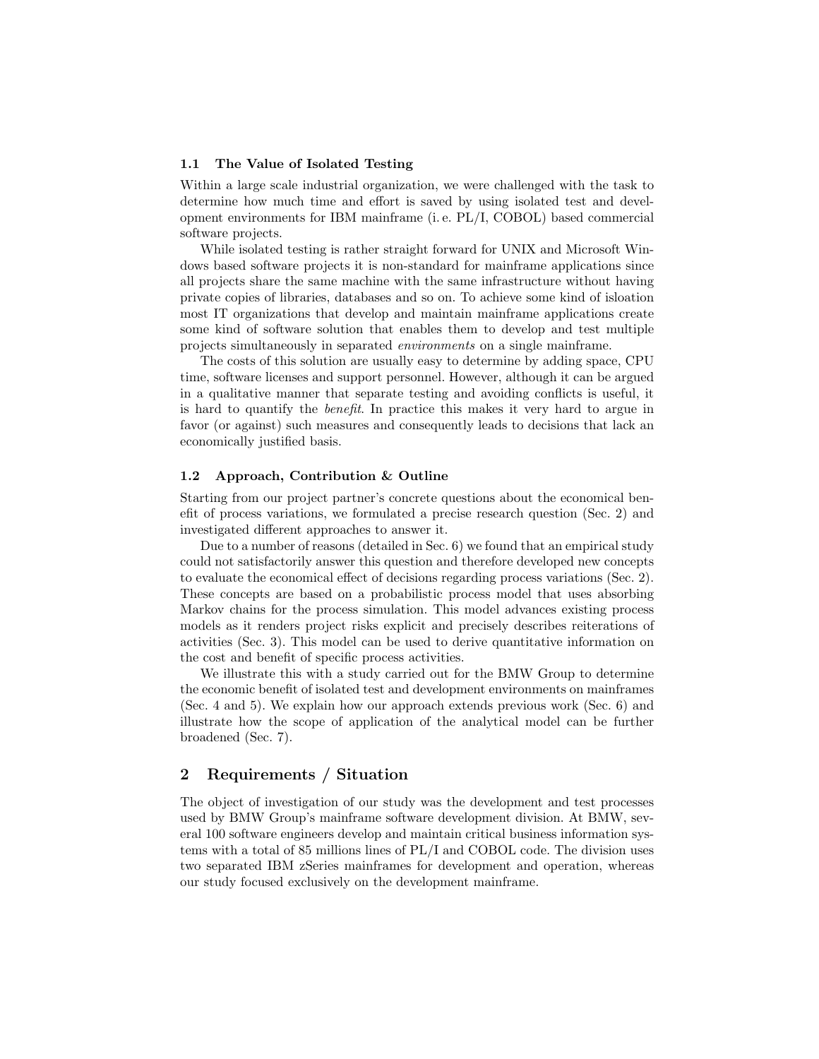### 1.1 The Value of Isolated Testing

Within a large scale industrial organization, we were challenged with the task to determine how much time and effort is saved by using isolated test and development environments for IBM mainframe (i. e. PL/I, COBOL) based commercial software projects.

While isolated testing is rather straight forward for UNIX and Microsoft Windows based software projects it is non-standard for mainframe applications since all projects share the same machine with the same infrastructure without having private copies of libraries, databases and so on. To achieve some kind of isloation most IT organizations that develop and maintain mainframe applications create some kind of software solution that enables them to develop and test multiple projects simultaneously in separated *environments* on a single mainframe.

The costs of this solution are usually easy to determine by adding space, CPU time, software licenses and support personnel. However, although it can be argued in a qualitative manner that separate testing and avoiding conflicts is useful, it is hard to quantify the *benefit*. In practice this makes it very hard to argue in favor (or against) such measures and consequently leads to decisions that lack an economically justified basis.

### 1.2 Approach, Contribution & Outline

Starting from our project partner's concrete questions about the economical benefit of process variations, we formulated a precise research question (Sec. 2) and investigated different approaches to answer it.

Due to a number of reasons (detailed in Sec. 6) we found that an empirical study could not satisfactorily answer this question and therefore developed new concepts to evaluate the economical effect of decisions regarding process variations (Sec. 2). These concepts are based on a probabilistic process model that uses absorbing Markov chains for the process simulation. This model advances existing process models as it renders project risks explicit and precisely describes reiterations of activities (Sec. 3). This model can be used to derive quantitative information on the cost and benefit of specific process activities.

We illustrate this with a study carried out for the BMW Group to determine the economic benefit of isolated test and development environments on mainframes (Sec. 4 and 5). We explain how our approach extends previous work (Sec. 6) and illustrate how the scope of application of the analytical model can be further broadened (Sec. 7).

## 2 Requirements / Situation

The object of investigation of our study was the development and test processes used by BMW Group's mainframe software development division. At BMW, several 100 software engineers develop and maintain critical business information systems with a total of 85 millions lines of PL/I and COBOL code. The division uses two separated IBM zSeries mainframes for development and operation, whereas our study focused exclusively on the development mainframe.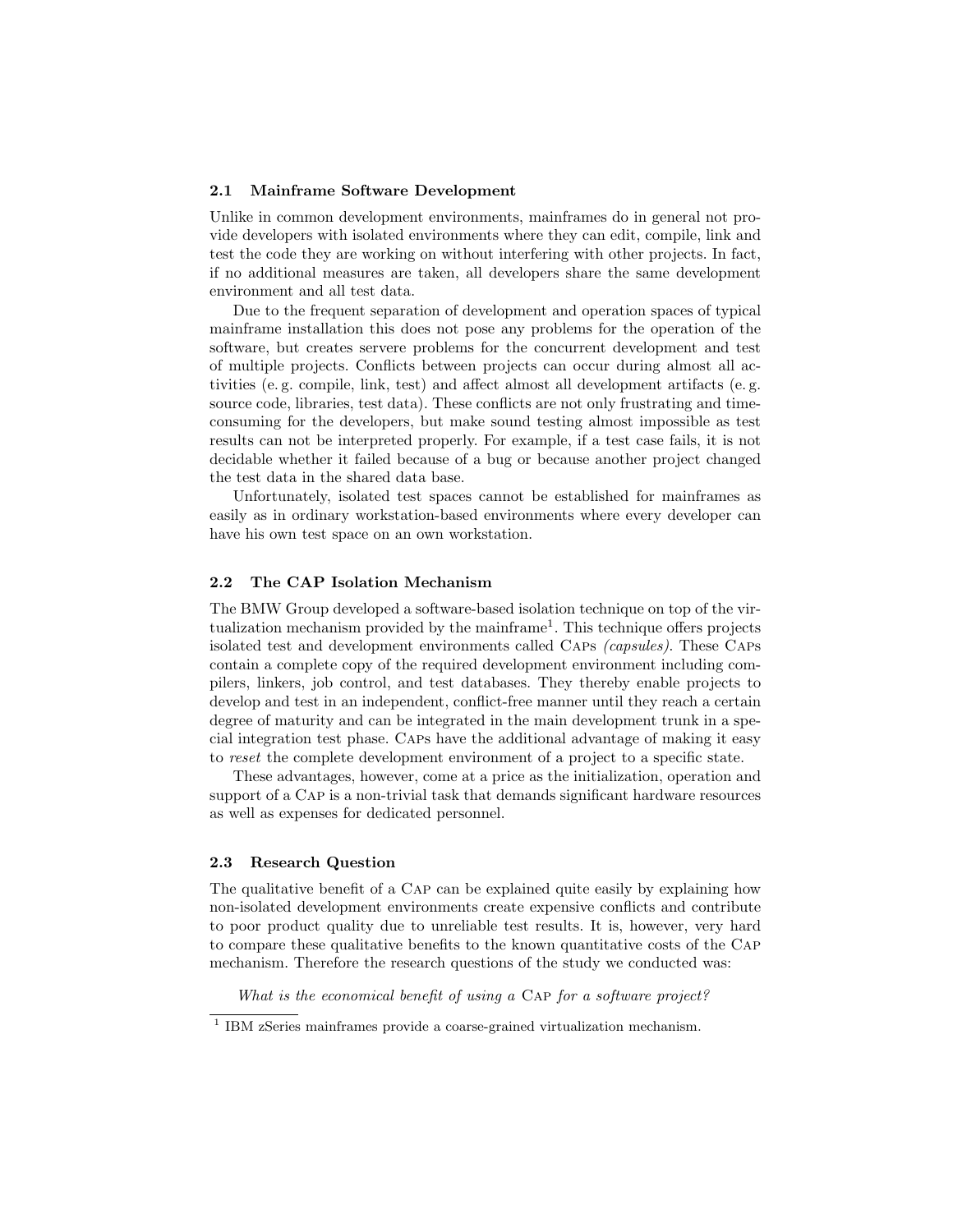### 2.1 Mainframe Software Development

Unlike in common development environments, mainframes do in general not provide developers with isolated environments where they can edit, compile, link and test the code they are working on without interfering with other projects. In fact, if no additional measures are taken, all developers share the same development environment and all test data.

Due to the frequent separation of development and operation spaces of typical mainframe installation this does not pose any problems for the operation of the software, but creates servere problems for the concurrent development and test of multiple projects. Conflicts between projects can occur during almost all activities (e. g. compile, link, test) and affect almost all development artifacts (e. g. source code, libraries, test data). These conflicts are not only frustrating and time-consuming for the developers, but make sound testing almost impossible as test results can not be interpreted properly. For example, if a test case fails, it is not decidable whether it failed because of a bug or because another project changed the test data in the shared data base.

Unfortunately, isolated test spaces cannot be established for mainframes as easily as in ordinary workstation-based environments where every developer can have his own test space on an own workstation.

### 2.2 The CAP Isolation Mechanism

The BMW Group developed a software-based isolation technique on top of the virtualization mechanism provided by the mainframe[1]. This technique offers projects isolated test and development environments called Caps *(capsules)*. These Caps contain a complete copy of the required development environment including compilers, linkers, job control, and test databases. They thereby enable projects to develop and test in an independent, conflict-free manner until they reach a certain degree of maturity and can be integrated in the main development trunk in a special integration test phase. Caps have the additional advantage of making it easy to *reset* the complete development environment of a project to a specific state.

These advantages, however, come at a price as the initialization, operation and support of a Cap is a non-trivial task that demands significant hardware resources as well as expenses for dedicated personnel.

### 2.3 Research Question

The qualitative benefit of a Cap can be explained quite easily by explaining how non-isolated development environments create expensive conflicts and contribute to poor product quality due to unreliable test results. It is, however, very hard to compare these qualitative benefits to the known quantitative costs of the Cap mechanism. Therefore the research questions of the study we conducted was:

*What is the economical benefit of using a* Cap *for a software project?*

[1] IBM zSeries mainframes provide a coarse-grained virtualization mechanism.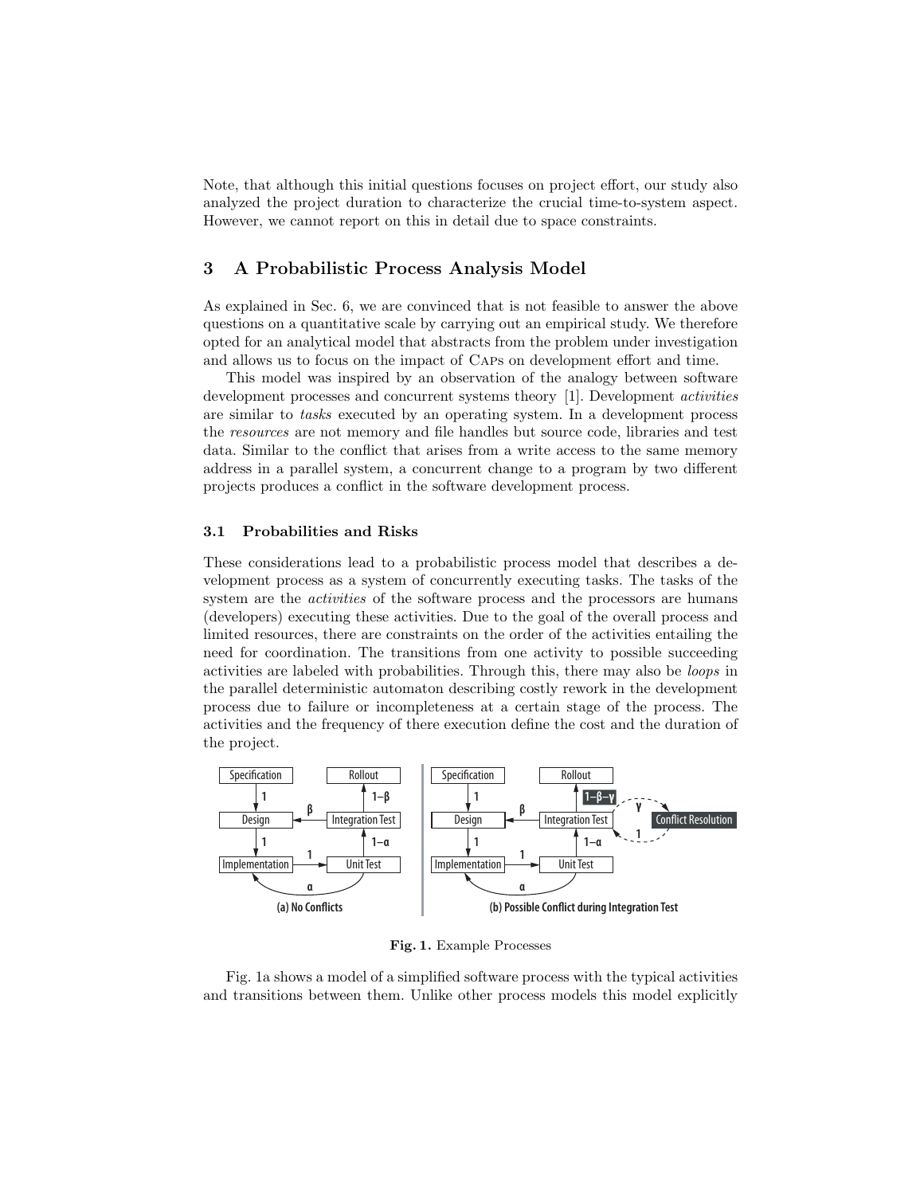Note, that although this initial questions focuses on project effort, our study also analyzed the project duration to characterize the crucial time-to-system aspect. However, we cannot report on this in detail due to space constraints.

## 3 A Probabilistic Process Analysis Model

As explained in Sec. 6, we are convinced that is not feasible to answer the above questions on a quantitative scale by carrying out an empirical study. We therefore opted for an analytical model that abstracts from the problem under investigation and allows us to focus on the impact of Caps on development effort and time.

This model was inspired by an observation of the analogy between software development processes and concurrent systems theory [1]. Development *activities* are similar to *tasks* executed by an operating system. In a development process the *resources* are not memory and file handles but source code, libraries and test data. Similar to the conflict that arises from a write access to the same memory address in a parallel system, a concurrent change to a program by two different projects produces a conflict in the software development process.

### 3.1 Probabilities and Risks

These considerations lead to a probabilistic process model that describes a development process as a system of concurrently executing tasks. The tasks of the system are the *activities* of the software process and the processors are humans (developers) executing these activities. Due to the goal of the overall process and limited resources, there are constraints on the order of the activities entailing the need for coordination. The transitions from one activity to possible succeeding activities are labeled with probabilities. Through this, there may also be *loops* in the parallel deterministic automaton describing costly rework in the development process due to failure or incompleteness at a certain stage of the process. The activities and the frequency of there execution define the cost and the duration of the project.

**Fig. 1.** Example Processes

Fig. 1a shows a model of a simplified software process with the typical activities and transitions between them. Unlike other process models this model explicitly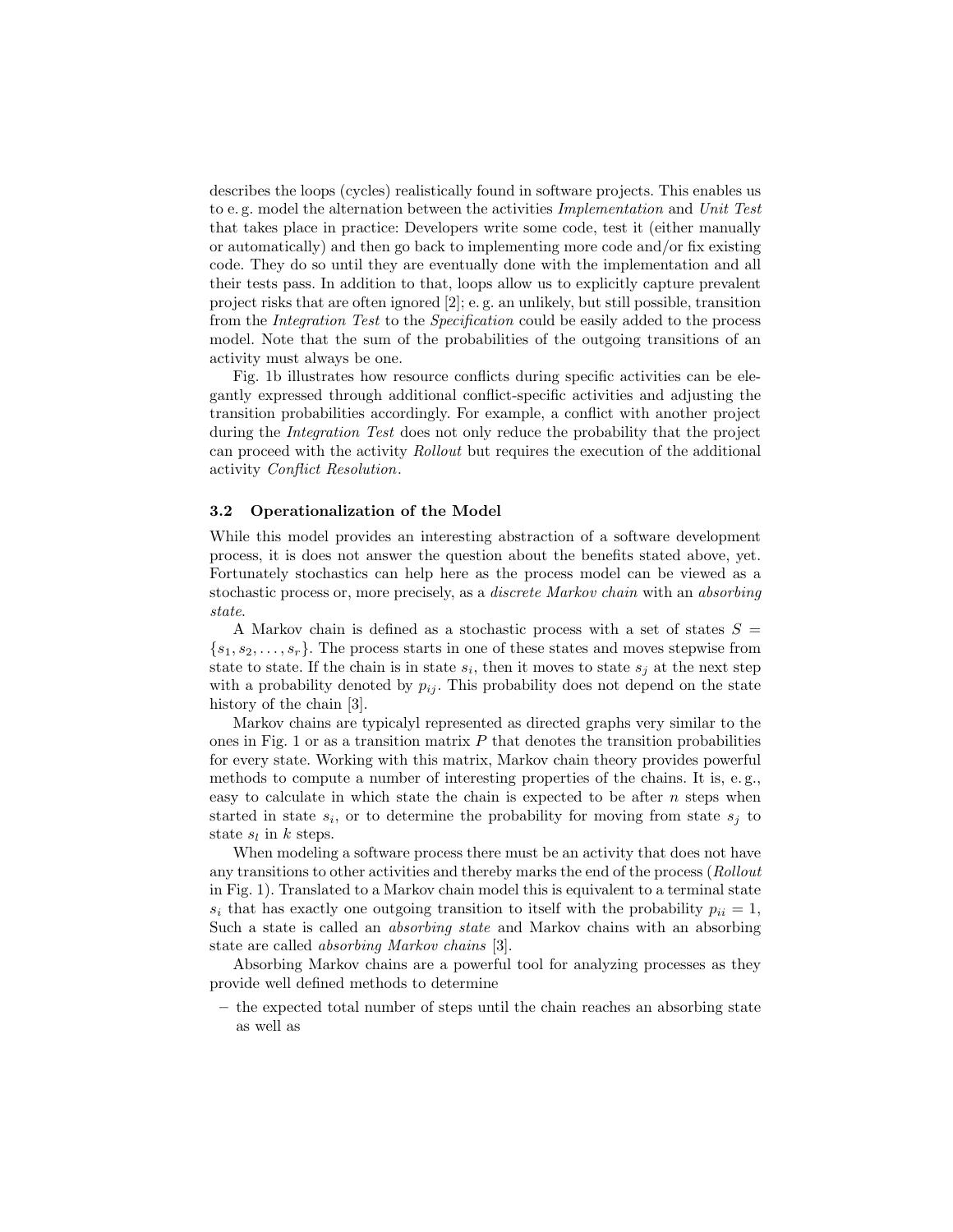describes the loops (cycles) realistically found in software projects. This enables us to e. g. model the alternation between the activities *Implementation* and *Unit Test* that takes place in practice: Developers write some code, test it (either manually or automatically) and then go back to implementing more code and/or fix existing code. They do so until they are eventually done with the implementation and all their tests pass. In addition to that, loops allow us to explicitly capture prevalent project risks that are often ignored [2]; e. g. an unlikely, but still possible, transition from the *Integration Test* to the *Specification* could be easily added to the process model. Note that the sum of the probabilities of the outgoing transitions of an activity must always be one.

Fig. 1b illustrates how resource conflicts during specific activities can be elegantly expressed through additional conflict-specific activities and adjusting the transition probabilities accordingly. For example, a conflict with another project during the *Integration Test* does not only reduce the probability that the project can proceed with the activity *Rollout* but requires the execution of the additional activity *Conflict Resolution*.

### 3.2 Operationalization of the Model

While this model provides an interesting abstraction of a software development process, it is does not answer the question about the benefits stated above, yet. Fortunately stochastics can help here as the process model can be viewed as a stochastic process or, more precisely, as a *discrete Markov chain* with an *absorbing state*.

A Markov chain is defined as a stochastic process with a set of states $S = \{s_1, s_2, \ldots, s_r\}$. The process starts in one of these states and moves stepwise from state to state. If the chain is in state $s_i$, then it moves to state $s_j$ at the next step with a probability denoted by $p_{ij}$. This probability does not depend on the state history of the chain [3].

Markov chains are typicalyl represented as directed graphs very similar to the ones in Fig. 1 or as a transition matrix $P$ that denotes the transition probabilities for every state. Working with this matrix, Markov chain theory provides powerful methods to compute a number of interesting properties of the chains. It is, e. g., easy to calculate in which state the chain is expected to be after $n$ steps when started in state $s_i$, or to determine the probability for moving from state $s_j$ to state $s_l$ in $k$ steps.

When modeling a software process there must be an activity that does not have any transitions to other activities and thereby marks the end of the process (*Rollout* in Fig. 1). Translated to a Markov chain model this is equivalent to a terminal state $s_i$ that has exactly one outgoing transition to itself with the probability $p_{ii} = 1$, Such a state is called an *absorbing state* and Markov chains with an absorbing state are called *absorbing Markov chains* [3].

Absorbing Markov chains are a powerful tool for analyzing processes as they provide well defined methods to determine

- the expected total number of steps until the chain reaches an absorbing state as well as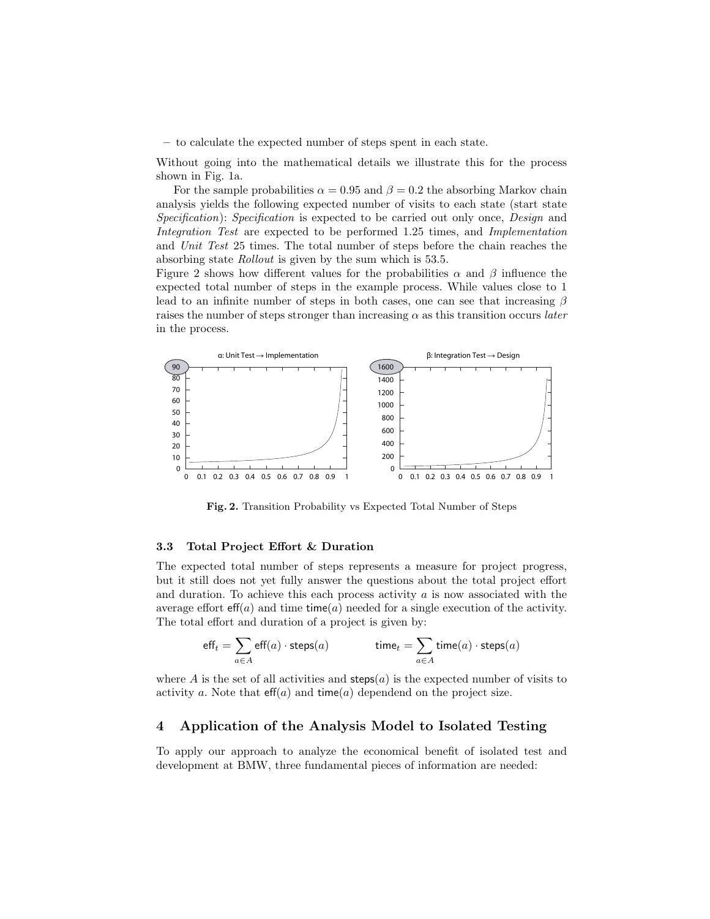– to calculate the expected number of steps spent in each state.

Without going into the mathematical details we illustrate this for the process shown in Fig. 1a.

For the sample probabilities $\alpha = 0.95$ and $\beta = 0.2$ the absorbing Markov chain analysis yields the following expected number of visits to each state (start state *Specification*): *Specification* is expected to be carried out only once, *Design* and *Integration Test* are expected to be performed 1.25 times, and *Implementation* and *Unit Test* 25 times. The total number of steps before the chain reaches the absorbing state *Rollout* is given by the sum which is 53.5.

Figure 2 shows how different values for the probabilities $\alpha$ and $\beta$ influence the expected total number of steps in the example process. While values close to 1 lead to an infinite number of steps in both cases, one can see that increasing $\beta$ raises the number of steps stronger than increasing $\alpha$ as this transition occurs *later* in the process.

**Fig. 2.** Transition Probability vs Expected Total Number of Steps

### 3.3 Total Project Effort & Duration

The expected total number of steps represents a measure for project progress, but it still does not yet fully answer the questions about the total project effort and duration. To achieve this each process activity $a$ is now associated with the average effort $\mathsf{eff}(a)$ and time $\mathsf{time}(a)$ needed for a single execution of the activity. The total effort and duration of a project is given by:

$$\mathsf{eff}_t = \sum_{a \in A} \mathsf{eff}(a) \cdot \mathsf{steps}(a) \qquad \qquad \mathsf{time}_t = \sum_{a \in A} \mathsf{time}(a) \cdot \mathsf{steps}(a)$$

where $A$ is the set of all activities and $\mathsf{steps}(a)$ is the expected number of visits to activity $a$. Note that $\mathsf{eff}(a)$ and $\mathsf{time}(a)$ dependend on the project size.

## 4 Application of the Analysis Model to Isolated Testing

To apply our approach to analyze the economical benefit of isolated test and development at BMW, three fundamental pieces of information are needed: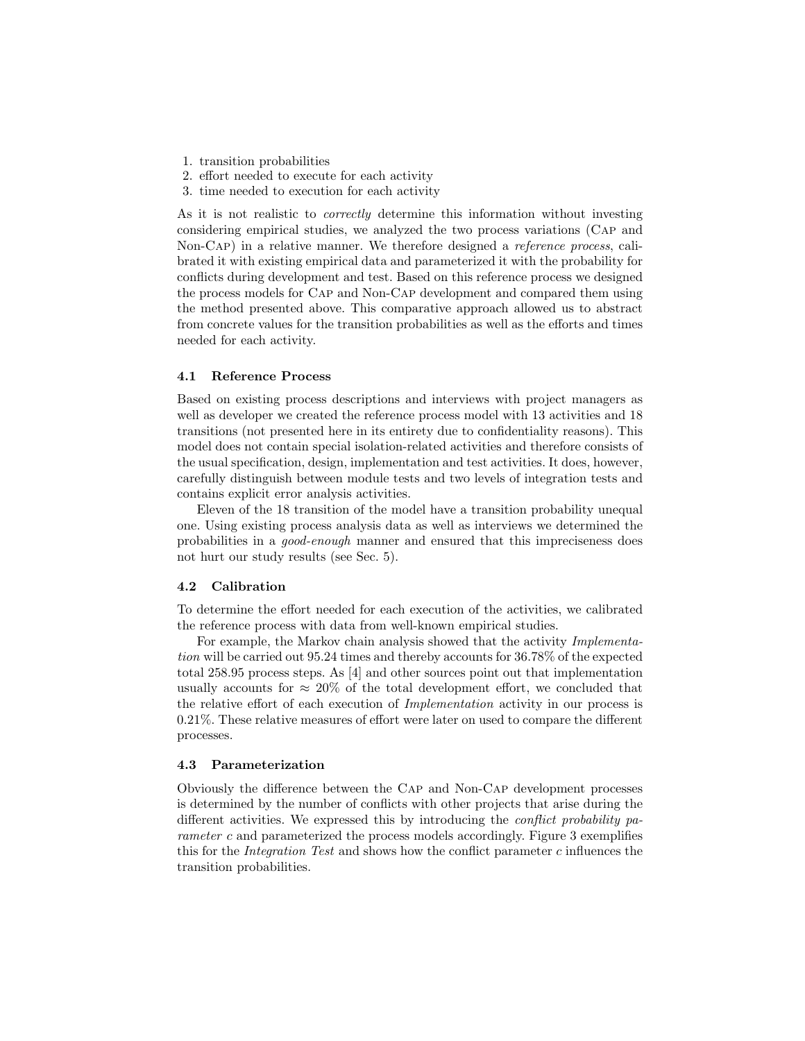1. transition probabilities
2. effort needed to execute for each activity
3. time needed to execution for each activity

As it is not realistic to *correctly* determine this information without investing considering empirical studies, we analyzed the two process variations (Cap and Non-Cap) in a relative manner. We therefore designed a *reference process*, calibrated it with existing empirical data and parameterized it with the probability for conflicts during development and test. Based on this reference process we designed the process models for Cap and Non-Cap development and compared them using the method presented above. This comparative approach allowed us to abstract from concrete values for the transition probabilities as well as the efforts and times needed for each activity.

### 4.1 Reference Process

Based on existing process descriptions and interviews with project managers as well as developer we created the reference process model with 13 activities and 18 transitions (not presented here in its entirety due to confidentiality reasons). This model does not contain special isolation-related activities and therefore consists of the usual specification, design, implementation and test activities. It does, however, carefully distinguish between module tests and two levels of integration tests and contains explicit error analysis activities.

Eleven of the 18 transition of the model have a transition probability unequal one. Using existing process analysis data as well as interviews we determined the probabilities in a *good-enough* manner and ensured that this impreciseness does not hurt our study results (see Sec. 5).

### 4.2 Calibration

To determine the effort needed for each execution of the activities, we calibrated the reference process with data from well-known empirical studies.

For example, the Markov chain analysis showed that the activity *Implementation* will be carried out 95.24 times and thereby accounts for 36.78% of the expected total 258.95 process steps. As [4] and other sources point out that implementation usually accounts for $\approx 20\%$ of the total development effort, we concluded that the relative effort of each execution of *Implementation* activity in our process is 0.21%. These relative measures of effort were later on used to compare the different processes.

### 4.3 Parameterization

Obviously the difference between the Cap and Non-Cap development processes is determined by the number of conflicts with other projects that arise during the different activities. We expressed this by introducing the *conflict probability parameter* $c$ and parameterized the process models accordingly. Figure 3 exemplifies this for the *Integration Test* and shows how the conflict parameter $c$ influences the transition probabilities.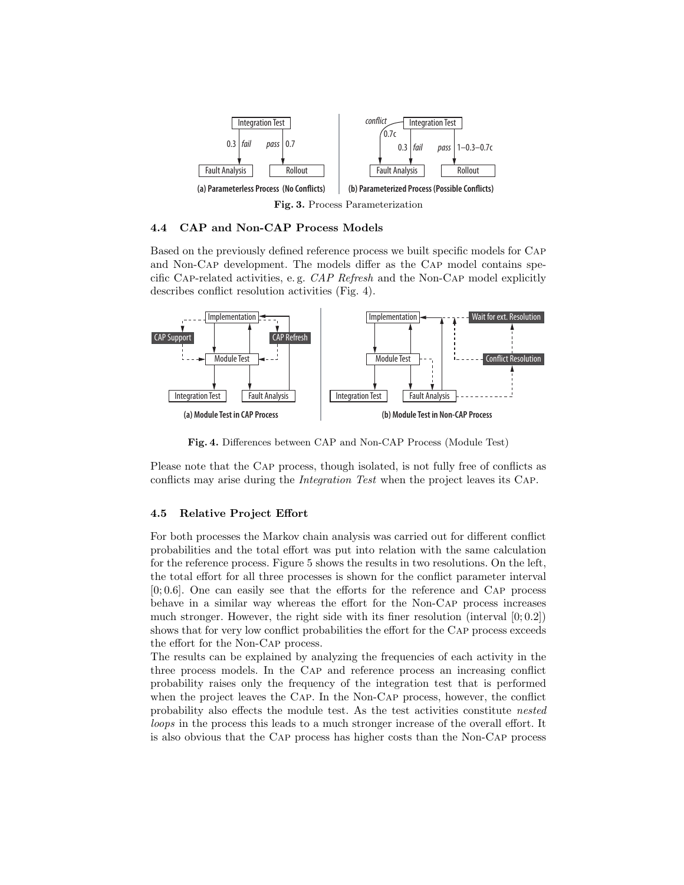Fig. 3. Process Parameterization

### 4.4 CAP and Non-CAP Process Models

Based on the previously defined reference process we built specific models for CAP and Non-CAP development. The models differ as the CAP model contains specific CAP-related activities, e. g. *CAP Refresh* and the Non-CAP model explicitly describes conflict resolution activities (Fig. 4).

Fig. 4. Differences between CAP and Non-CAP Process (Module Test)

Please note that the CAP process, though isolated, is not fully free of conflicts as conflicts may arise during the *Integration Test* when the project leaves its CAP.

### 4.5 Relative Project Effort

For both processes the Markov chain analysis was carried out for different conflict probabilities and the total effort was put into relation with the same calculation for the reference process. Figure 5 shows the results in two resolutions. On the left, the total effort for all three processes is shown for the conflict parameter interval $[0; 0.6]$. One can easily see that the efforts for the reference and CAP process behave in a similar way whereas the effort for the Non-CAP process increases much stronger. However, the right side with its finer resolution (interval $[0; 0.2]$) shows that for very low conflict probabilities the effort for the CAP process exceeds the effort for the Non-CAP process.

The results can be explained by analyzing the frequencies of each activity in the three process models. In the CAP and reference process an increasing conflict probability raises only the frequency of the integration test that is performed when the project leaves the CAP. In the Non-CAP process, however, the conflict probability also effects the module test. As the test activities constitute *nested loops* in the process this leads to a much stronger increase of the overall effort. It is also obvious that the CAP process has higher costs than the Non-CAP process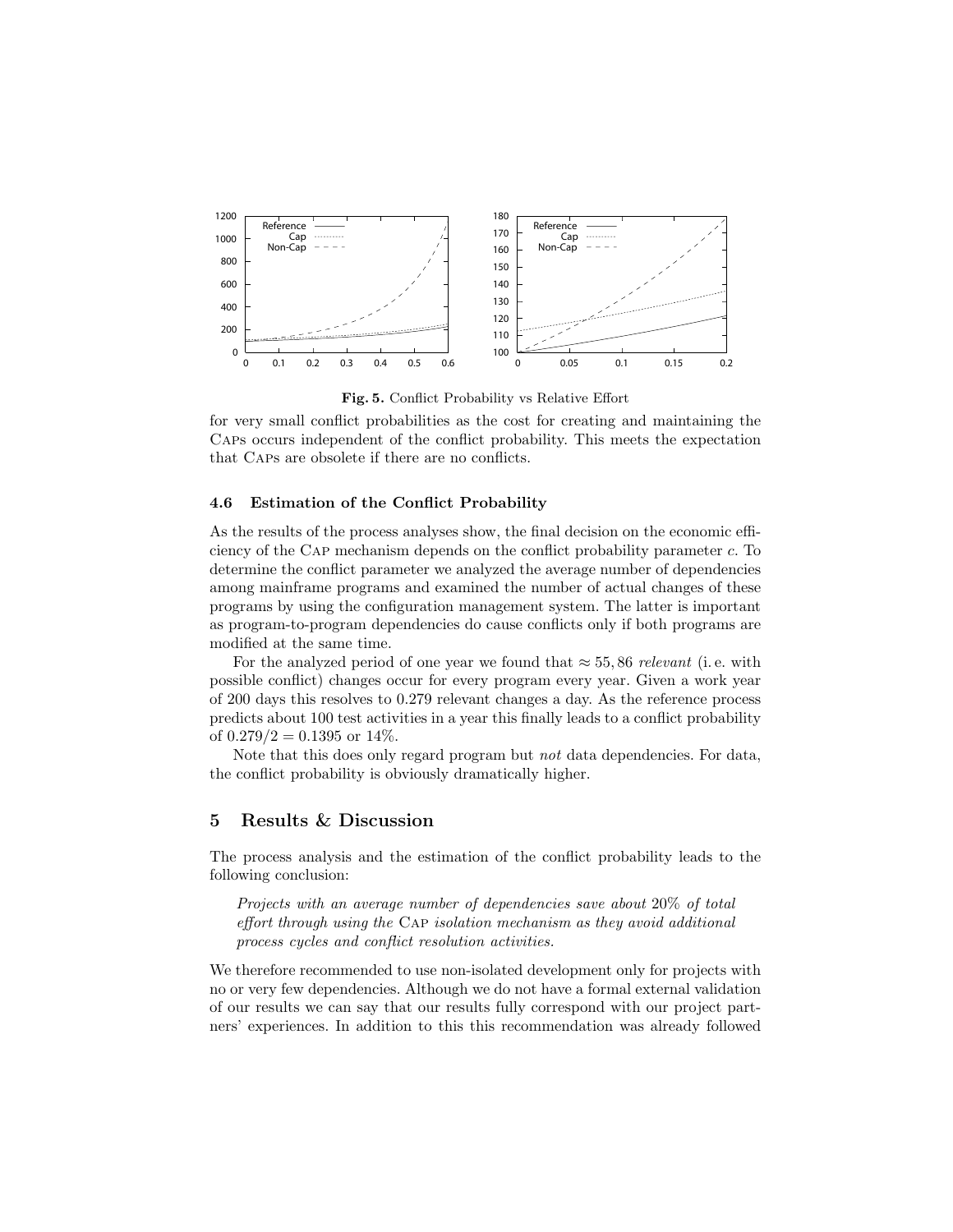Fig. 5. Conflict Probability vs Relative Effort

for very small conflict probabilities as the cost for creating and maintaining the CAPs occurs independent of the conflict probability. This meets the expectation that CAPs are obsolete if there are no conflicts.

### 4.6 Estimation of the Conflict Probability

As the results of the process analyses show, the final decision on the economic efficiency of the CAP mechanism depends on the conflict probability parameter $c$. To determine the conflict parameter we analyzed the average number of dependencies among mainframe programs and examined the number of actual changes of these programs by using the configuration management system. The latter is important as program-to-program dependencies do cause conflicts only if both programs are modified at the same time.

For the analyzed period of one year we found that $\approx 55,86$ *relevant* (i. e. with possible conflict) changes occur for every program every year. Given a work year of 200 days this resolves to 0.279 relevant changes a day. As the reference process predicts about 100 test activities in a year this finally leads to a conflict probability of $0.279/2 = 0.1395$ or 14%.

Note that this does only regard program but *not* data dependencies. For data, the conflict probability is obviously dramatically higher.

## 5 Results & Discussion

The process analysis and the estimation of the conflict probability leads to the following conclusion:

> *Projects with an average number of dependencies save about* 20% *of total effort through using the* CAP *isolation mechanism as they avoid additional process cycles and conflict resolution activities.*

We therefore recommended to use non-isolated development only for projects with no or very few dependencies. Although we do not have a formal external validation of our results we can say that our results fully correspond with our project partners' experiences. In addition to this this recommendation was already followed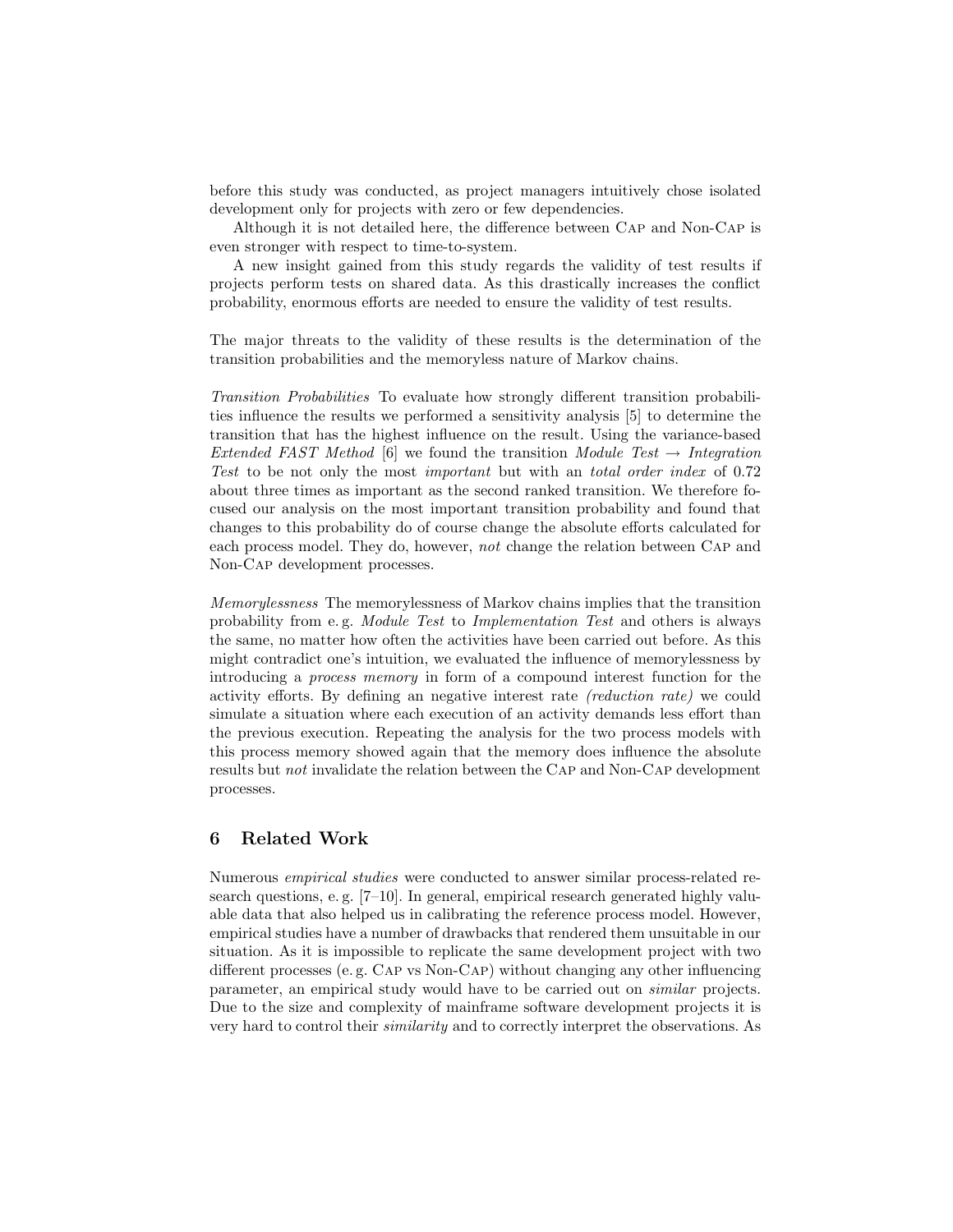before this study was conducted, as project managers intuitively chose isolated development only for projects with zero or few dependencies.

Although it is not detailed here, the difference between Cap and Non-Cap is even stronger with respect to time-to-system.

A new insight gained from this study regards the validity of test results if projects perform tests on shared data. As this drastically increases the conflict probability, enormous efforts are needed to ensure the validity of test results.

The major threats to the validity of these results is the determination of the transition probabilities and the memoryless nature of Markov chains.

*Transition Probabilities* To evaluate how strongly different transition probabilities influence the results we performed a sensitivity analysis [5] to determine the transition that has the highest influence on the result. Using the variance-based *Extended FAST Method* [6] we found the transition *Module Test* → *Integration Test* to be not only the most *important* but with an *total order index* of 0.72 about three times as important as the second ranked transition. We therefore focused our analysis on the most important transition probability and found that changes to this probability do of course change the absolute efforts calculated for each process model. They do, however, *not* change the relation between Cap and Non-Cap development processes.

*Memorylessness* The memorylessness of Markov chains implies that the transition probability from e. g. *Module Test* to *Implementation Test* and others is always the same, no matter how often the activities have been carried out before. As this might contradict one's intuition, we evaluated the influence of memorylessness by introducing a *process memory* in form of a compound interest function for the activity efforts. By defining an negative interest rate *(reduction rate)* we could simulate a situation where each execution of an activity demands less effort than the previous execution. Repeating the analysis for the two process models with this process memory showed again that the memory does influence the absolute results but *not* invalidate the relation between the Cap and Non-Cap development processes.

## 6 Related Work

Numerous *empirical studies* were conducted to answer similar process-related research questions, e. g. [7–10]. In general, empirical research generated highly valuable data that also helped us in calibrating the reference process model. However, empirical studies have a number of drawbacks that rendered them unsuitable in our situation. As it is impossible to replicate the same development project with two different processes (e. g. Cap vs Non-Cap) without changing any other influencing parameter, an empirical study would have to be carried out on *similar* projects. Due to the size and complexity of mainframe software development projects it is very hard to control their *similarity* and to correctly interpret the observations. As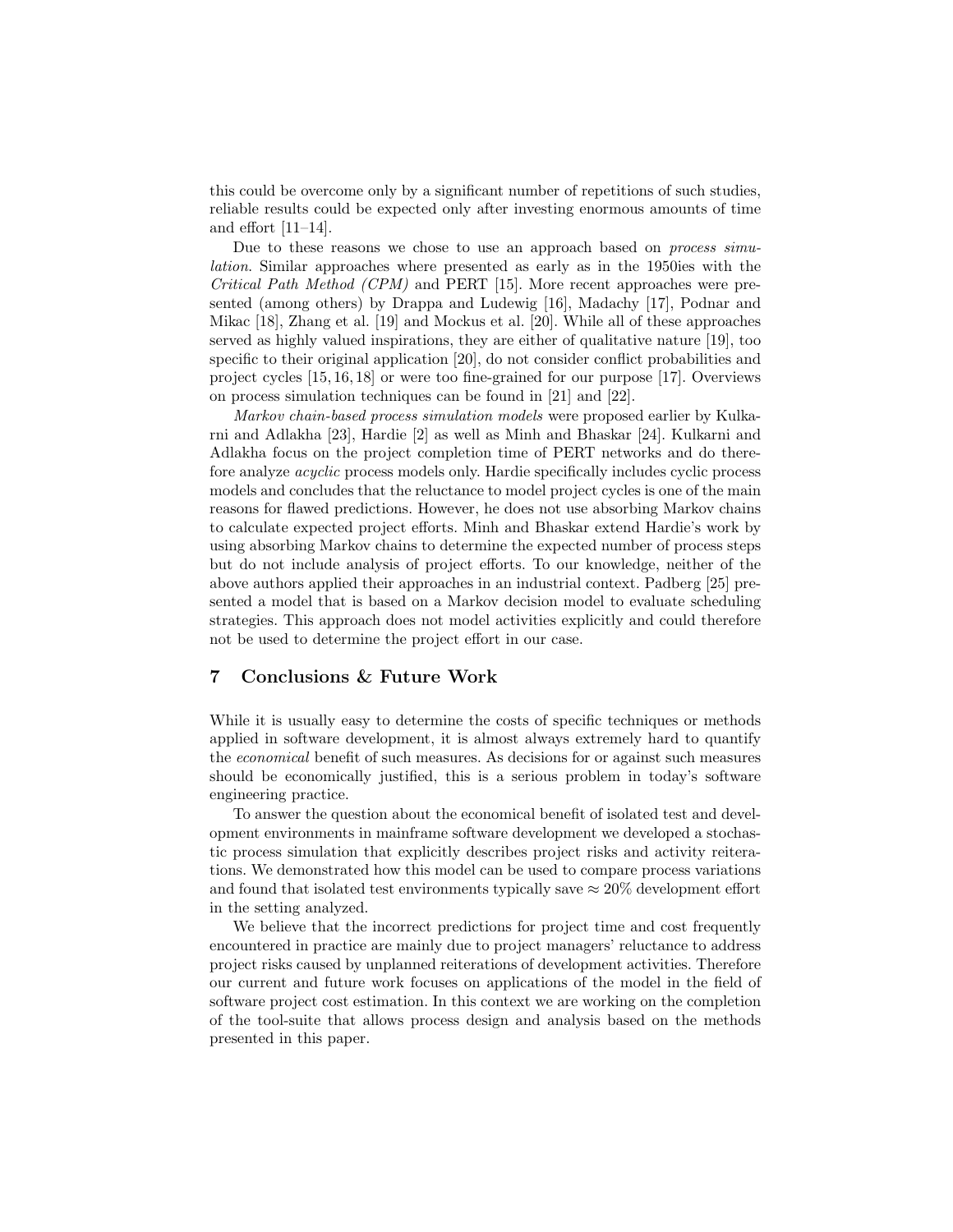this could be overcome only by a significant number of repetitions of such studies, reliable results could be expected only after investing enormous amounts of time and effort [11–14].

Due to these reasons we chose to use an approach based on *process simulation*. Similar approaches where presented as early as in the 1950ies with the *Critical Path Method (CPM)* and PERT [15]. More recent approaches were presented (among others) by Drappa and Ludewig [16], Madachy [17], Podnar and Mikac [18], Zhang et al. [19] and Mockus et al. [20]. While all of these approaches served as highly valued inspirations, they are either of qualitative nature [19], too specific to their original application [20], do not consider conflict probabilities and project cycles [15, 16, 18] or were too fine-grained for our purpose [17]. Overviews on process simulation techniques can be found in [21] and [22].

*Markov chain-based process simulation models* were proposed earlier by Kulkarni and Adlakha [23], Hardie [2] as well as Minh and Bhaskar [24]. Kulkarni and Adlakha focus on the project completion time of PERT networks and do therefore analyze *acyclic* process models only. Hardie specifically includes cyclic process models and concludes that the reluctance to model project cycles is one of the main reasons for flawed predictions. However, he does not use absorbing Markov chains to calculate expected project efforts. Minh and Bhaskar extend Hardie's work by using absorbing Markov chains to determine the expected number of process steps but do not include analysis of project efforts. To our knowledge, neither of the above authors applied their approaches in an industrial context. Padberg [25] presented a model that is based on a Markov decision model to evaluate scheduling strategies. This approach does not model activities explicitly and could therefore not be used to determine the project effort in our case.

## 7 Conclusions & Future Work

While it is usually easy to determine the costs of specific techniques or methods applied in software development, it is almost always extremely hard to quantify the *economical* benefit of such measures. As decisions for or against such measures should be economically justified, this is a serious problem in today's software engineering practice.

To answer the question about the economical benefit of isolated test and development environments in mainframe software development we developed a stochastic process simulation that explicitly describes project risks and activity reiterations. We demonstrated how this model can be used to compare process variations and found that isolated test environments typically save $\approx 20\%$ development effort in the setting analyzed.

We believe that the incorrect predictions for project time and cost frequently encountered in practice are mainly due to project managers' reluctance to address project risks caused by unplanned reiterations of development activities. Therefore our current and future work focuses on applications of the model in the field of software project cost estimation. In this context we are working on the completion of the tool-suite that allows process design and analysis based on the methods presented in this paper.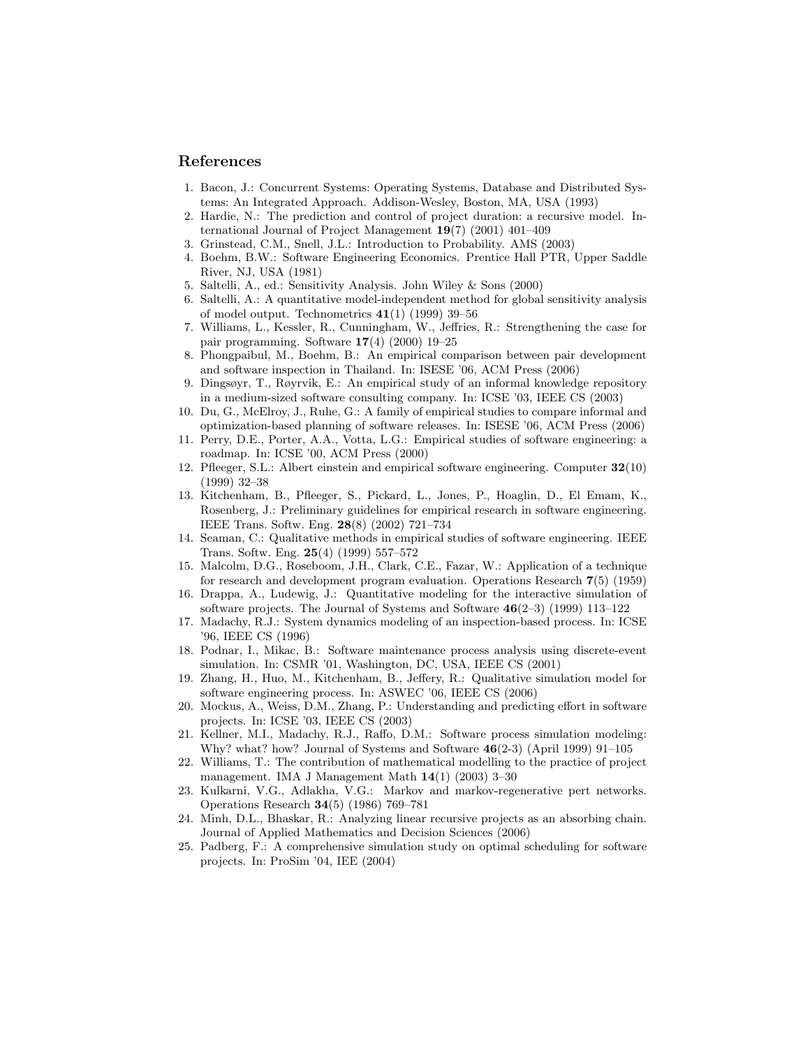## References

1. Bacon, J.: Concurrent Systems: Operating Systems, Database and Distributed Systems: An Integrated Approach. Addison-Wesley, Boston, MA, USA (1993)
2. Hardie, N.: The prediction and control of project duration: a recursive model. International Journal of Project Management **19**(7) (2001) 401–409
3. Grinstead, C.M., Snell, J.L.: Introduction to Probability. AMS (2003)
4. Boehm, B.W.: Software Engineering Economics. Prentice Hall PTR, Upper Saddle River, NJ, USA (1981)
5. Saltelli, A., ed.: Sensitivity Analysis. John Wiley & Sons (2000)
6. Saltelli, A.: A quantitative model-independent method for global sensitivity analysis of model output. Technometrics **41**(1) (1999) 39–56
7. Williams, L., Kessler, R., Cunningham, W., Jeffries, R.: Strengthening the case for pair programming. Software **17**(4) (2000) 19–25
8. Phongpaibul, M., Boehm, B.: An empirical comparison between pair development and software inspection in Thailand. In: ISESE '06, ACM Press (2006)
9. Dingsøyr, T., Røyrvik, E.: An empirical study of an informal knowledge repository in a medium-sized software consulting company. In: ICSE '03, IEEE CS (2003)
10. Du, G., McElroy, J., Ruhe, G.: A family of empirical studies to compare informal and optimization-based planning of software releases. In: ISESE '06, ACM Press (2006)
11. Perry, D.E., Porter, A.A., Votta, L.G.: Empirical studies of software engineering: a roadmap. In: ICSE '00, ACM Press (2000)
12. Pfleeger, S.L.: Albert einstein and empirical software engineering. Computer **32**(10) (1999) 32–38
13. Kitchenham, B., Pfleeger, S., Pickard, L., Jones, P., Hoaglin, D., El Emam, K., Rosenberg, J.: Preliminary guidelines for empirical research in software engineering. IEEE Trans. Softw. Eng. **28**(8) (2002) 721–734
14. Seaman, C.: Qualitative methods in empirical studies of software engineering. IEEE Trans. Softw. Eng. **25**(4) (1999) 557–572
15. Malcolm, D.G., Roseboom, J.H., Clark, C.E., Fazar, W.: Application of a technique for research and development program evaluation. Operations Research **7**(5) (1959)
16. Drappa, A., Ludewig, J.: Quantitative modeling for the interactive simulation of software projects. The Journal of Systems and Software **46**(2–3) (1999) 113–122
17. Madachy, R.J.: System dynamics modeling of an inspection-based process. In: ICSE '96, IEEE CS (1996)
18. Podnar, I., Mikac, B.: Software maintenance process analysis using discrete-event simulation. In: CSMR '01, Washington, DC, USA, IEEE CS (2001)
19. Zhang, H., Huo, M., Kitchenham, B., Jeffery, R.: Qualitative simulation model for software engineering process. In: ASWEC '06, IEEE CS (2006)
20. Mockus, A., Weiss, D.M., Zhang, P.: Understanding and predicting effort in software projects. In: ICSE '03, IEEE CS (2003)
21. Kellner, M.I., Madachy, R.J., Raffo, D.M.: Software process simulation modeling: Why? what? how? Journal of Systems and Software **46**(2-3) (April 1999) 91–105
22. Williams, T.: The contribution of mathematical modelling to the practice of project management. IMA J Management Math **14**(1) (2003) 3–30
23. Kulkarni, V.G., Adlakha, V.G.: Markov and markov-regenerative pert networks. Operations Research **34**(5) (1986) 769–781
24. Minh, D.L., Bhaskar, R.: Analyzing linear recursive projects as an absorbing chain. Journal of Applied Mathematics and Decision Sciences (2006)
25. Padberg, F.: A comprehensive simulation study on optimal scheduling for software projects. In: ProSim '04, IEE (2004)